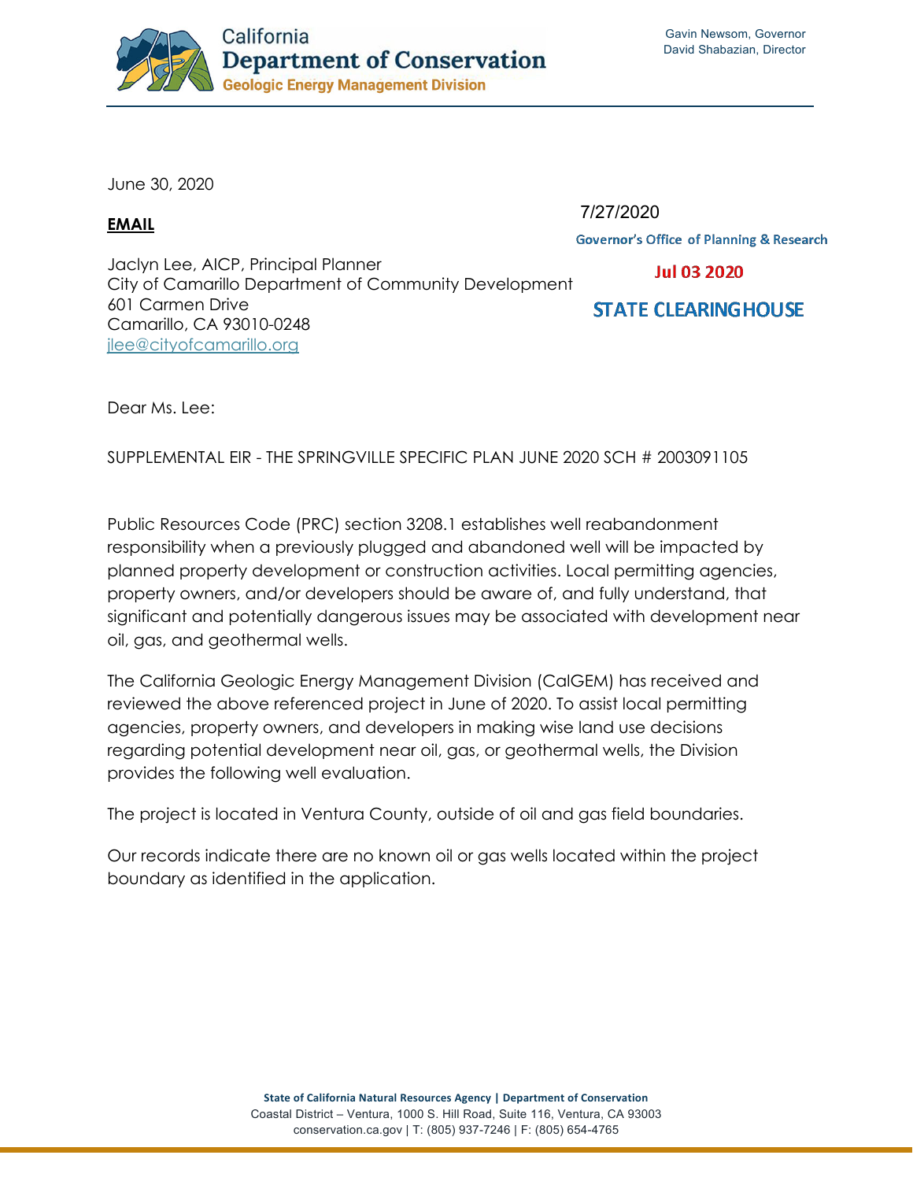California
**Department of Conservation**
**Geologic Energy Management Division**

Gavin Newsom, Governor
David Shabazian, Director

June 30, 2020

7/27/2020

Governor's Office of Planning & Research

Jul 03 2020

STATE CLEARINGHOUSE

**EMAIL**

Jaclyn Lee, AICP, Principal Planner
City of Camarillo Department of Community Development
601 Carmen Drive
Camarillo, CA 93010-0248
jlee@cityofcamarillo.org

Dear Ms. Lee:

SUPPLEMENTAL EIR - THE SPRINGVILLE SPECIFIC PLAN JUNE 2020 SCH # 2003091105

Public Resources Code (PRC) section 3208.1 establishes well reabandonment responsibility when a previously plugged and abandoned well will be impacted by planned property development or construction activities. Local permitting agencies, property owners, and/or developers should be aware of, and fully understand, that significant and potentially dangerous issues may be associated with development near oil, gas, and geothermal wells.

The California Geologic Energy Management Division (CalGEM) has received and reviewed the above referenced project in June of 2020. To assist local permitting agencies, property owners, and developers in making wise land use decisions regarding potential development near oil, gas, or geothermal wells, the Division provides the following well evaluation.

The project is located in Ventura County, outside of oil and gas field boundaries.

Our records indicate there are no known oil or gas wells located within the project boundary as identified in the application.

**State of California Natural Resources Agency | Department of Conservation**
Coastal District – Ventura, 1000 S. Hill Road, Suite 116, Ventura, CA 93003
conservation.ca.gov | T: (805) 937-7246 | F: (805) 654-4765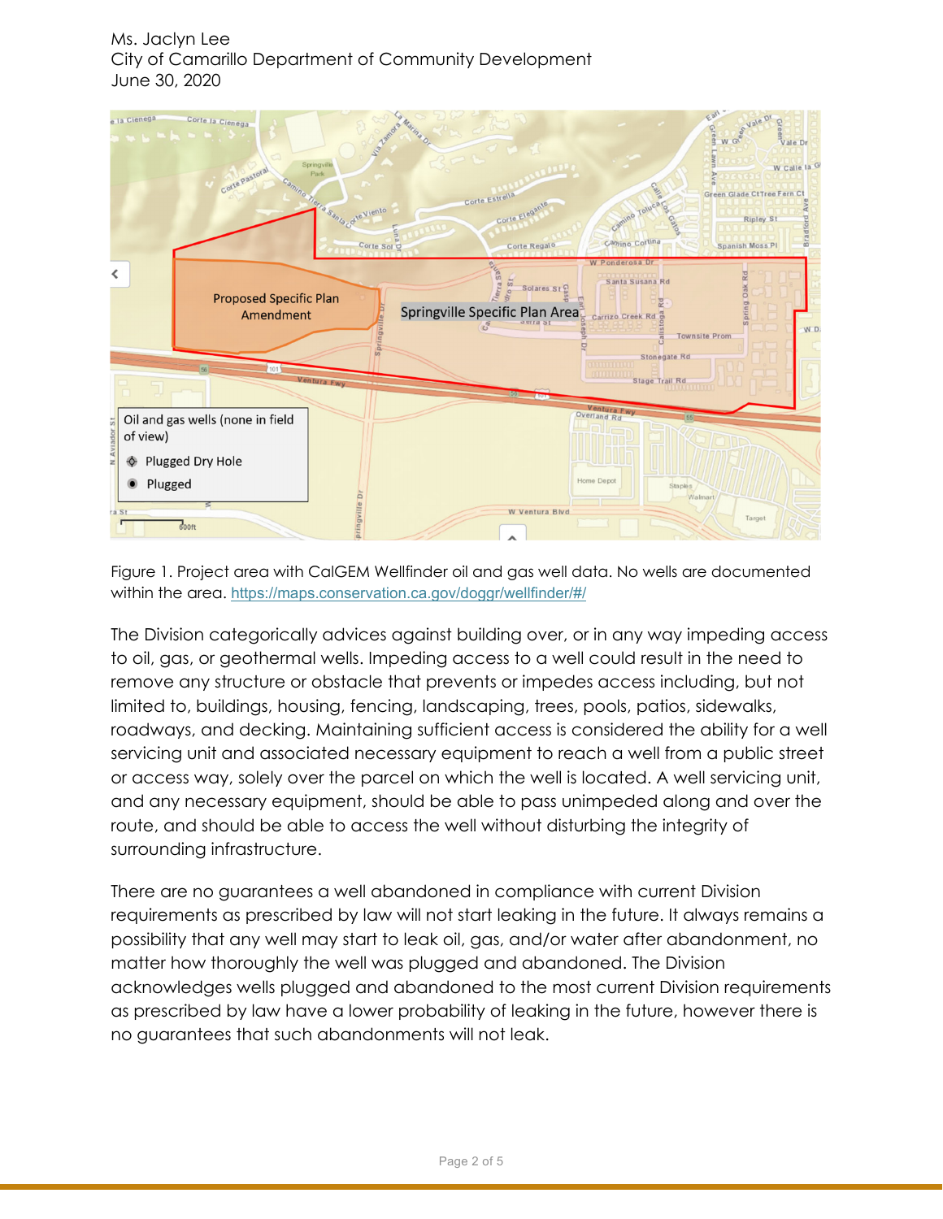Ms. Jaclyn Lee
City of Camarillo Department of Community Development
June 30, 2020

Figure 1. Project area with CalGEM Wellfinder oil and gas well data. No wells are documented within the area. https://maps.conservation.ca.gov/doggr/wellfinder/#/

The Division categorically advices against building over, or in any way impeding access to oil, gas, or geothermal wells. Impeding access to a well could result in the need to remove any structure or obstacle that prevents or impedes access including, but not limited to, buildings, housing, fencing, landscaping, trees, pools, patios, sidewalks, roadways, and decking. Maintaining sufficient access is considered the ability for a well servicing unit and associated necessary equipment to reach a well from a public street or access way, solely over the parcel on which the well is located. A well servicing unit, and any necessary equipment, should be able to pass unimpeded along and over the route, and should be able to access the well without disturbing the integrity of surrounding infrastructure.

There are no guarantees a well abandoned in compliance with current Division requirements as prescribed by law will not start leaking in the future. It always remains a possibility that any well may start to leak oil, gas, and/or water after abandonment, no matter how thoroughly the well was plugged and abandoned. The Division acknowledges wells plugged and abandoned to the most current Division requirements as prescribed by law have a lower probability of leaking in the future, however there is no guarantees that such abandonments will not leak.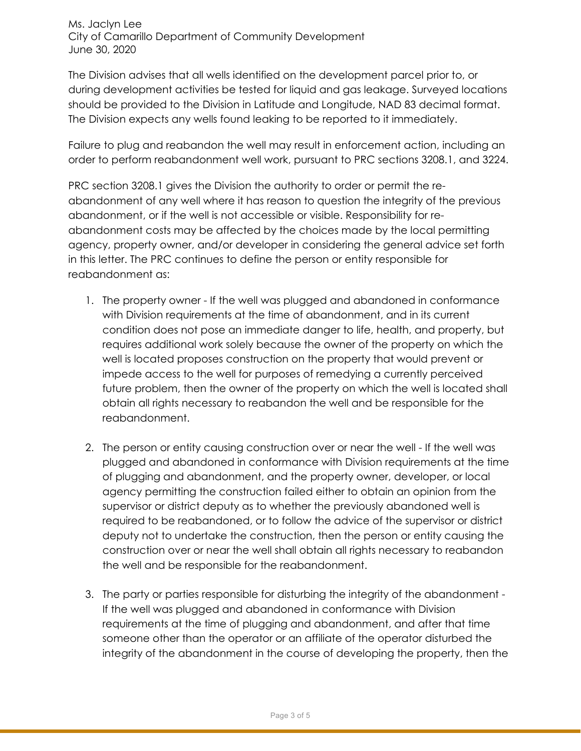The Division advises that all wells identified on the development parcel prior to, or during development activities be tested for liquid and gas leakage. Surveyed locations should be provided to the Division in Latitude and Longitude, NAD 83 decimal format. The Division expects any wells found leaking to be reported to it immediately.

Failure to plug and reabandon the well may result in enforcement action, including an order to perform reabandonment well work, pursuant to PRC sections 3208.1, and 3224.

PRC section 3208.1 gives the Division the authority to order or permit the re-abandonment of any well where it has reason to question the integrity of the previous abandonment, or if the well is not accessible or visible. Responsibility for re-abandonment costs may be affected by the choices made by the local permitting agency, property owner, and/or developer in considering the general advice set forth in this letter. The PRC continues to define the person or entity responsible for reabandonment as:

1. The property owner - If the well was plugged and abandoned in conformance with Division requirements at the time of abandonment, and in its current condition does not pose an immediate danger to life, health, and property, but requires additional work solely because the owner of the property on which the well is located proposes construction on the property that would prevent or impede access to the well for purposes of remedying a currently perceived future problem, then the owner of the property on which the well is located shall obtain all rights necessary to reabandon the well and be responsible for the reabandonment.

2. The person or entity causing construction over or near the well - If the well was plugged and abandoned in conformance with Division requirements at the time of plugging and abandonment, and the property owner, developer, or local agency permitting the construction failed either to obtain an opinion from the supervisor or district deputy as to whether the previously abandoned well is required to be reabandoned, or to follow the advice of the supervisor or district deputy not to undertake the construction, then the person or entity causing the construction over or near the well shall obtain all rights necessary to reabandon the well and be responsible for the reabandonment.

3. The party or parties responsible for disturbing the integrity of the abandonment - If the well was plugged and abandoned in conformance with Division requirements at the time of plugging and abandonment, and after that time someone other than the operator or an affiliate of the operator disturbed the integrity of the abandonment in the course of developing the property, then the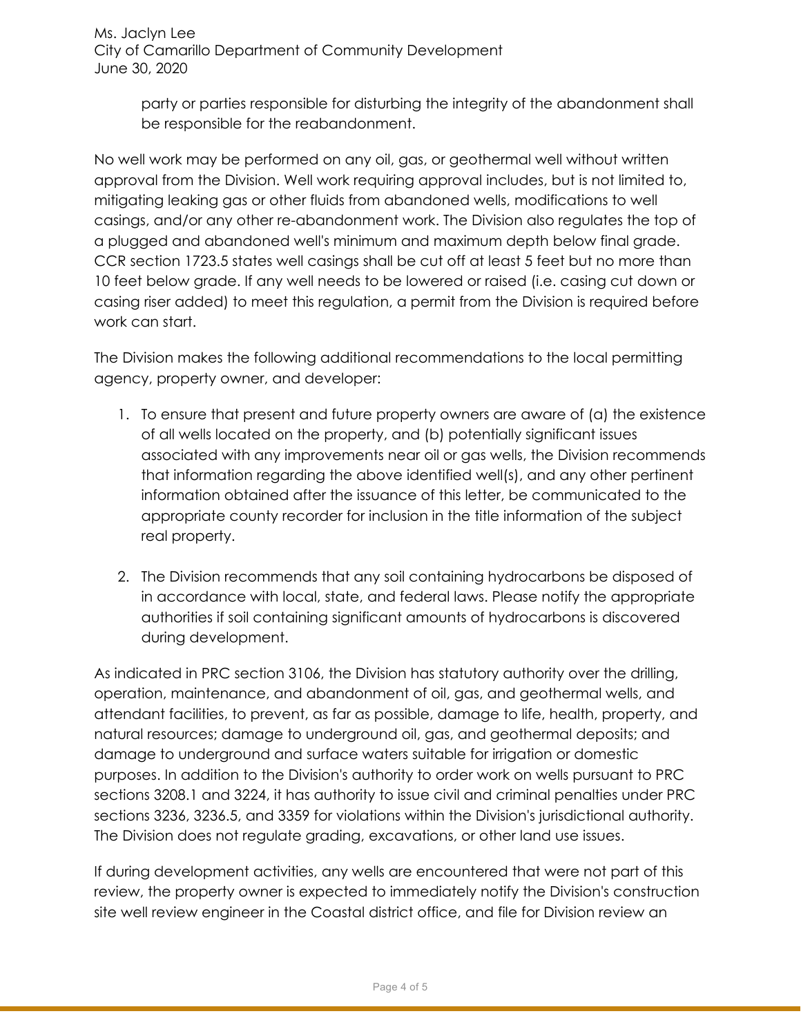party or parties responsible for disturbing the integrity of the abandonment shall be responsible for the reabandonment.

No well work may be performed on any oil, gas, or geothermal well without written approval from the Division. Well work requiring approval includes, but is not limited to, mitigating leaking gas or other fluids from abandoned wells, modifications to well casings, and/or any other re-abandonment work. The Division also regulates the top of a plugged and abandoned well's minimum and maximum depth below final grade. CCR section 1723.5 states well casings shall be cut off at least 5 feet but no more than 10 feet below grade. If any well needs to be lowered or raised (i.e. casing cut down or casing riser added) to meet this regulation, a permit from the Division is required before work can start.

The Division makes the following additional recommendations to the local permitting agency, property owner, and developer:

1. To ensure that present and future property owners are aware of (a) the existence of all wells located on the property, and (b) potentially significant issues associated with any improvements near oil or gas wells, the Division recommends that information regarding the above identified well(s), and any other pertinent information obtained after the issuance of this letter, be communicated to the appropriate county recorder for inclusion in the title information of the subject real property.

2. The Division recommends that any soil containing hydrocarbons be disposed of in accordance with local, state, and federal laws. Please notify the appropriate authorities if soil containing significant amounts of hydrocarbons is discovered during development.

As indicated in PRC section 3106, the Division has statutory authority over the drilling, operation, maintenance, and abandonment of oil, gas, and geothermal wells, and attendant facilities, to prevent, as far as possible, damage to life, health, property, and natural resources; damage to underground oil, gas, and geothermal deposits; and damage to underground and surface waters suitable for irrigation or domestic purposes. In addition to the Division's authority to order work on wells pursuant to PRC sections 3208.1 and 3224, it has authority to issue civil and criminal penalties under PRC sections 3236, 3236.5, and 3359 for violations within the Division's jurisdictional authority. The Division does not regulate grading, excavations, or other land use issues.

If during development activities, any wells are encountered that were not part of this review, the property owner is expected to immediately notify the Division's construction site well review engineer in the Coastal district office, and file for Division review an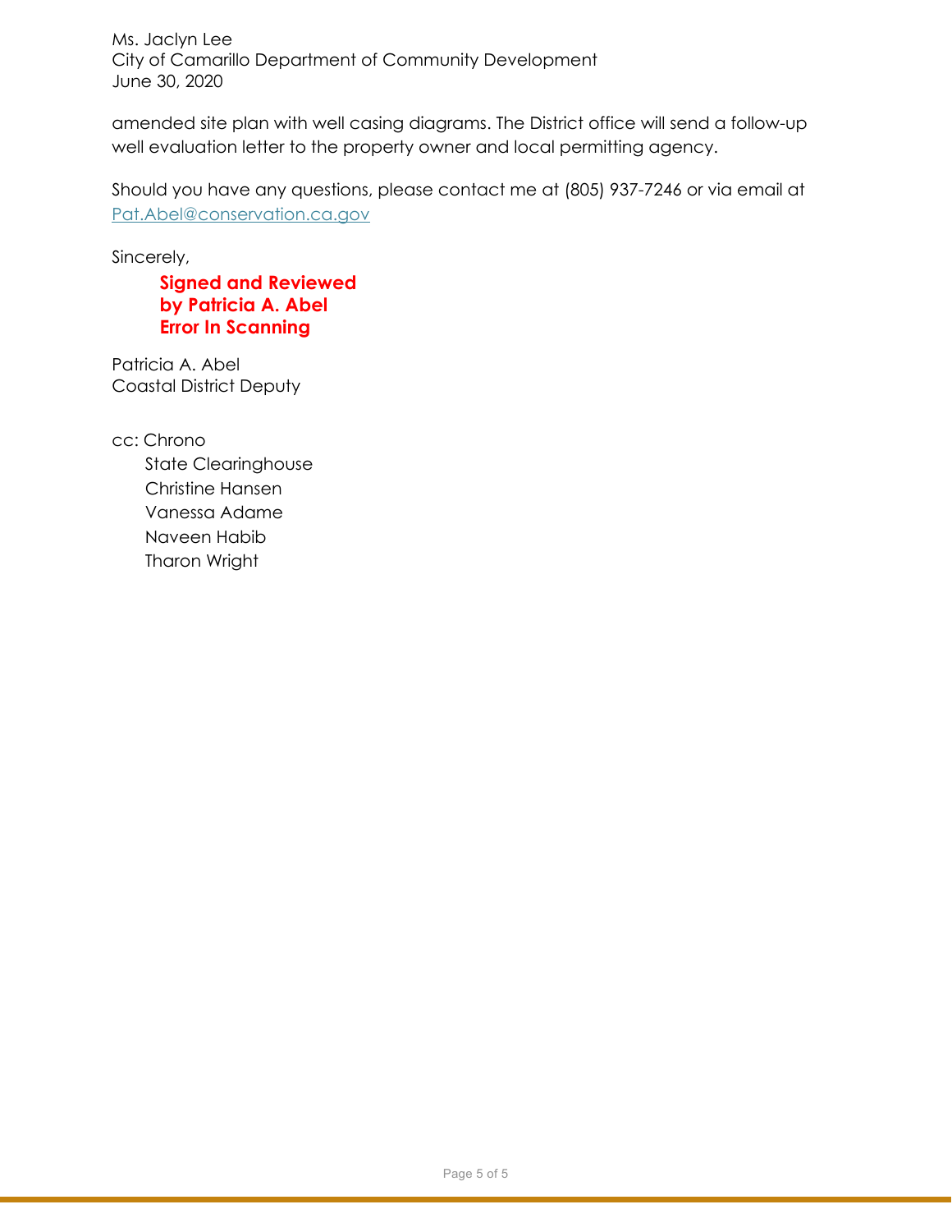Ms. Jaclyn Lee
City of Camarillo Department of Community Development
June 30, 2020

amended site plan with well casing diagrams. The District office will send a follow-up well evaluation letter to the property owner and local permitting agency.

Should you have any questions, please contact me at (805) 937-7246 or via email at Pat.Abel@conservation.ca.gov

Sincerely,

**Signed and Reviewed by Patricia A. Abel Error In Scanning**

Patricia A. Abel
Coastal District Deputy

cc: Chrono
State Clearinghouse
Christine Hansen
Vanessa Adame
Naveen Habib
Tharon Wright